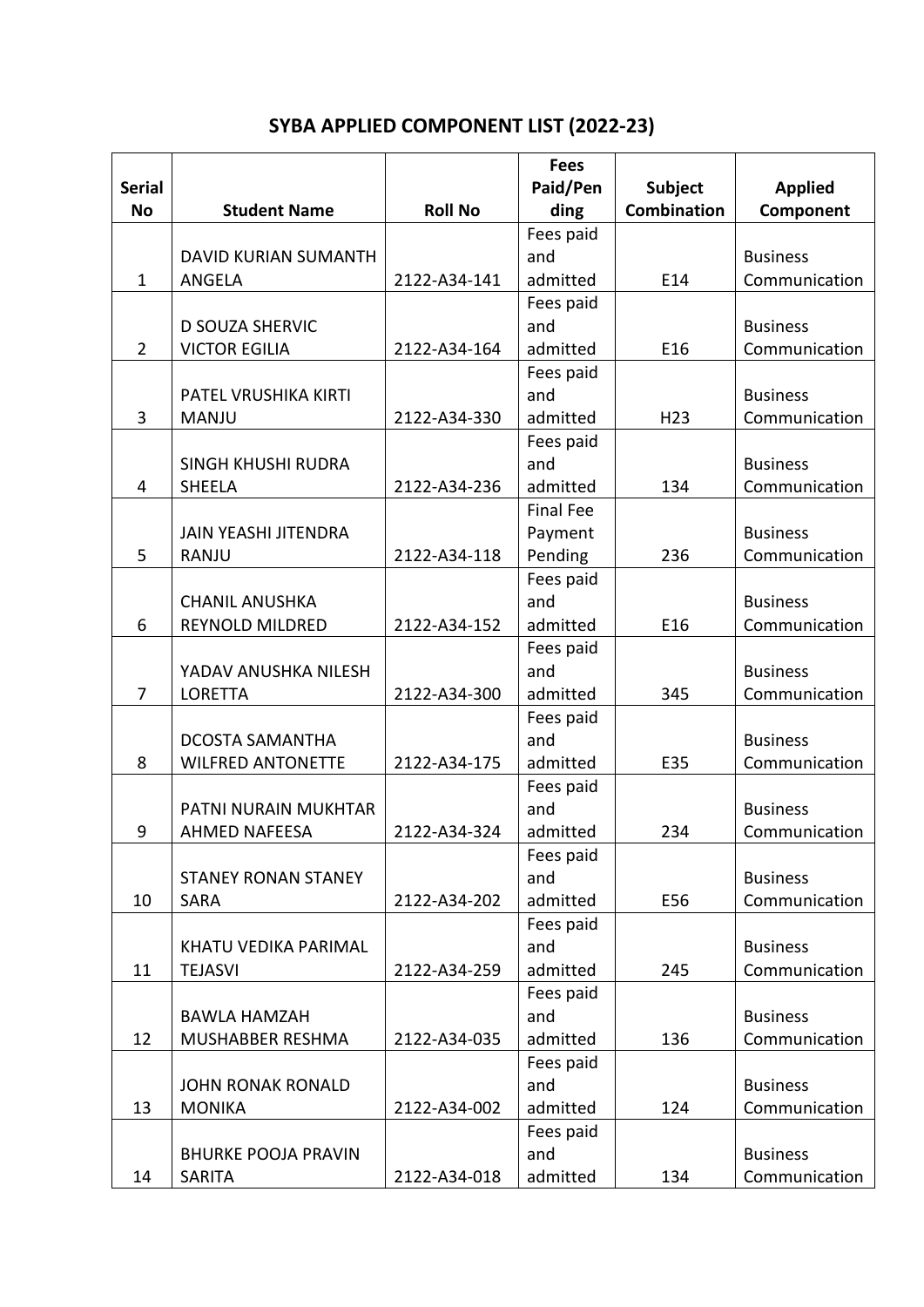# SYBA APPLIED COMPONENT LIST (2022-23)

| Serial No | Student Name | Roll No | Fees Paid/Pending | Subject Combination | Applied Component |
|---|---|---|---|---|---|
| 1 | DAVID KURIAN SUMANTH ANGELA | 2122-A34-141 | Fees paid and admitted | E14 | Business Communication |
| 2 | D SOUZA SHERVIC VICTOR EGILIA | 2122-A34-164 | Fees paid and admitted | E16 | Business Communication |
| 3 | PATEL VRUSHIKA KIRTI MANJU | 2122-A34-330 | Fees paid and admitted | H23 | Business Communication |
| 4 | SINGH KHUSHI RUDRA SHEELA | 2122-A34-236 | Fees paid and admitted | 134 | Business Communication |
| 5 | JAIN YEASHI JITENDRA RANJU | 2122-A34-118 | Final Fee Payment Pending | 236 | Business Communication |
| 6 | CHANIL ANUSHKA REYNOLD MILDRED | 2122-A34-152 | Fees paid and admitted | E16 | Business Communication |
| 7 | YADAV ANUSHKA NILESH LORETTA | 2122-A34-300 | Fees paid and admitted | 345 | Business Communication |
| 8 | DCOSTA SAMANTHA WILFRED ANTONETTE | 2122-A34-175 | Fees paid and admitted | E35 | Business Communication |
| 9 | PATNI NURAIN MUKHTAR AHMED NAFEESA | 2122-A34-324 | Fees paid and admitted | 234 | Business Communication |
| 10 | STANEY RONAN STANEY SARA | 2122-A34-202 | Fees paid and admitted | E56 | Business Communication |
| 11 | KHATU VEDIKA PARIMAL TEJASVI | 2122-A34-259 | Fees paid and admitted | 245 | Business Communication |
| 12 | BAWLA HAMZAH MUSHABBER RESHMA | 2122-A34-035 | Fees paid and admitted | 136 | Business Communication |
| 13 | JOHN RONAK RONALD MONIKA | 2122-A34-002 | Fees paid and admitted | 124 | Business Communication |
| 14 | BHURKE POOJA PRAVIN SARITA | 2122-A34-018 | Fees paid and admitted | 134 | Business Communication |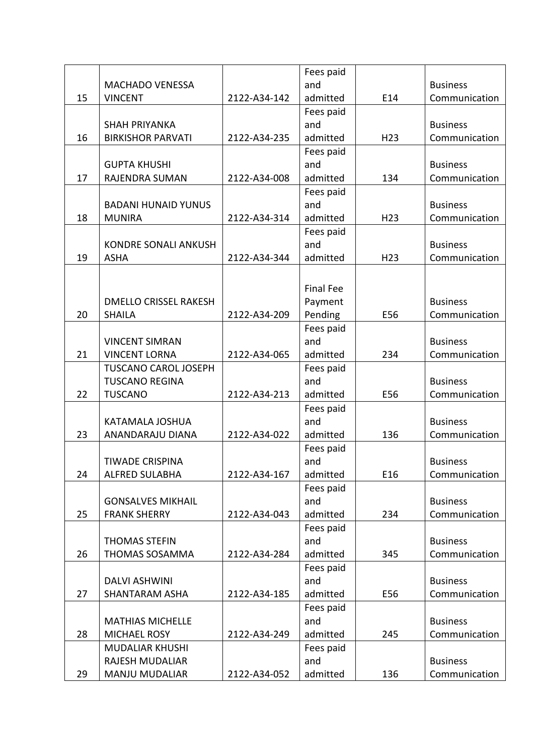| | | | | | |
|---|---|---|---|---|---|
| 15 | MACHADO VENESSA VINCENT | 2122-A34-142 | Fees paid and admitted | E14 | Business Communication |
| 16 | SHAH PRIYANKA BIRKISHOR PARVATI | 2122-A34-235 | Fees paid and admitted | H23 | Business Communication |
| 17 | GUPTA KHUSHI RAJENDRA SUMAN | 2122-A34-008 | Fees paid and admitted | 134 | Business Communication |
| 18 | BADANI HUNAID YUNUS MUNIRA | 2122-A34-314 | Fees paid and admitted | H23 | Business Communication |
| 19 | KONDRE SONALI ANKUSH ASHA | 2122-A34-344 | Fees paid and admitted | H23 | Business Communication |
| 20 | DMELLO CRISSEL RAKESH SHAILA | 2122-A34-209 | Final Fee Payment Pending | E56 | Business Communication |
| 21 | VINCENT SIMRAN VINCENT LORNA | 2122-A34-065 | Fees paid and admitted | 234 | Business Communication |
| 22 | TUSCANO CAROL JOSEPH TUSCANO REGINA TUSCANO | 2122-A34-213 | Fees paid and admitted | E56 | Business Communication |
| 23 | KATAMALA JOSHUA ANANDARAJU DIANA | 2122-A34-022 | Fees paid and admitted | 136 | Business Communication |
| 24 | TIWADE CRISPINA ALFRED SULABHA | 2122-A34-167 | Fees paid and admitted | E16 | Business Communication |
| 25 | GONSALVES MIKHAIL FRANK SHERRY | 2122-A34-043 | Fees paid and admitted | 234 | Business Communication |
| 26 | THOMAS STEFIN THOMAS SOSAMMA | 2122-A34-284 | Fees paid and admitted | 345 | Business Communication |
| 27 | DALVI ASHWINI SHANTARAM ASHA | 2122-A34-185 | Fees paid and admitted | E56 | Business Communication |
| 28 | MATHIAS MICHELLE MICHAEL ROSY | 2122-A34-249 | Fees paid and admitted | 245 | Business Communication |
| 29 | MUDALIAR KHUSHI RAJESH MUDALIAR MANJU MUDALIAR | 2122-A34-052 | Fees paid and admitted | 136 | Business Communication |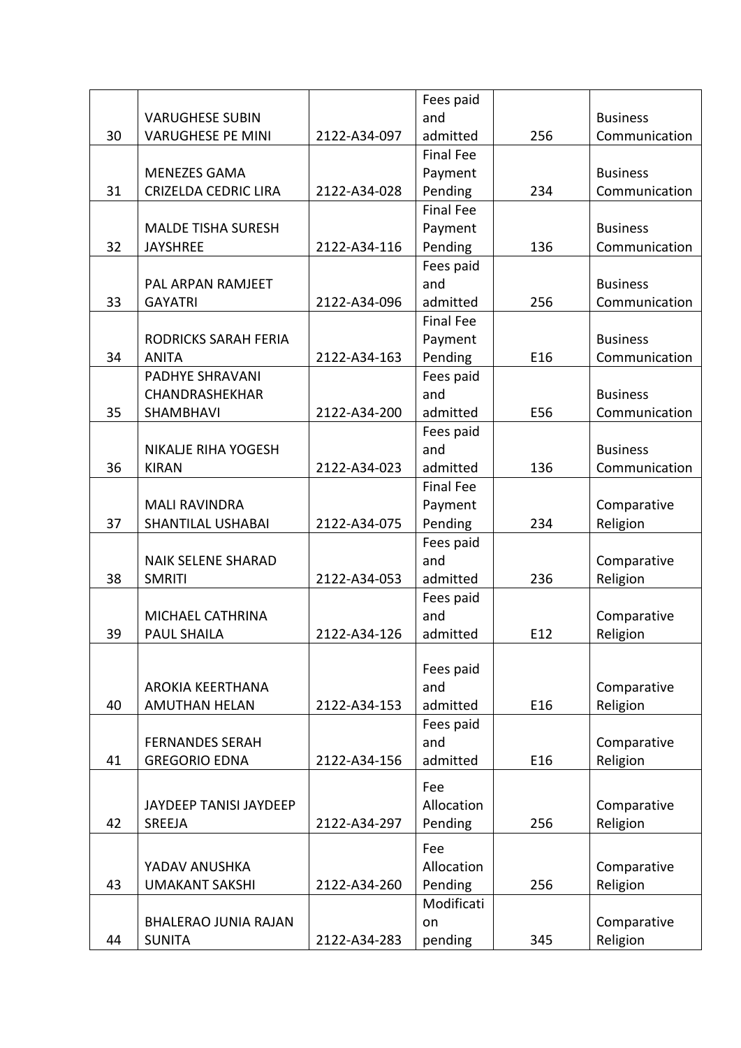| | | | | | |
|---|---|---|---|---|---|
| 30 | VARUGHESE SUBIN VARUGHESE PE MINI | 2122-A34-097 | Fees paid and admitted | 256 | Business Communication |
| 31 | MENEZES GAMA CRIZELDA CEDRIC LIRA | 2122-A34-028 | Final Fee Payment Pending | 234 | Business Communication |
| 32 | MALDE TISHA SURESH JAYSHREE | 2122-A34-116 | Final Fee Payment Pending | 136 | Business Communication |
| 33 | PAL ARPAN RAMJEET GAYATRI | 2122-A34-096 | Fees paid and admitted | 256 | Business Communication |
| 34 | RODRICKS SARAH FERIA ANITA | 2122-A34-163 | Final Fee Payment Pending | E16 | Business Communication |
| 35 | PADHYE SHRAVANI CHANDRASHEKHAR SHAMBHAVI | 2122-A34-200 | Fees paid and admitted | E56 | Business Communication |
| 36 | NIKALJE RIHA YOGESH KIRAN | 2122-A34-023 | Fees paid and admitted | 136 | Business Communication |
| 37 | MALI RAVINDRA SHANTILAL USHABAI | 2122-A34-075 | Final Fee Payment Pending | 234 | Comparative Religion |
| 38 | NAIK SELENE SHARAD SMRITI | 2122-A34-053 | Fees paid and admitted | 236 | Comparative Religion |
| 39 | MICHAEL CATHRINA PAUL SHAILA | 2122-A34-126 | Fees paid and admitted | E12 | Comparative Religion |
| 40 | AROKIA KEERTHANA AMUTHAN HELAN | 2122-A34-153 | Fees paid and admitted | E16 | Comparative Religion |
| 41 | FERNANDES SERAH GREGORIO EDNA | 2122-A34-156 | Fees paid and admitted | E16 | Comparative Religion |
| 42 | JAYDEEP TANISI JAYDEEP SREEJA | 2122-A34-297 | Fee Allocation Pending | 256 | Comparative Religion |
| 43 | YADAV ANUSHKA UMAKANT SAKSHI | 2122-A34-260 | Fee Allocation Pending | 256 | Comparative Religion |
| 44 | BHALERAO JUNIA RAJAN SUNITA | 2122-A34-283 | Modification pending | 345 | Comparative Religion |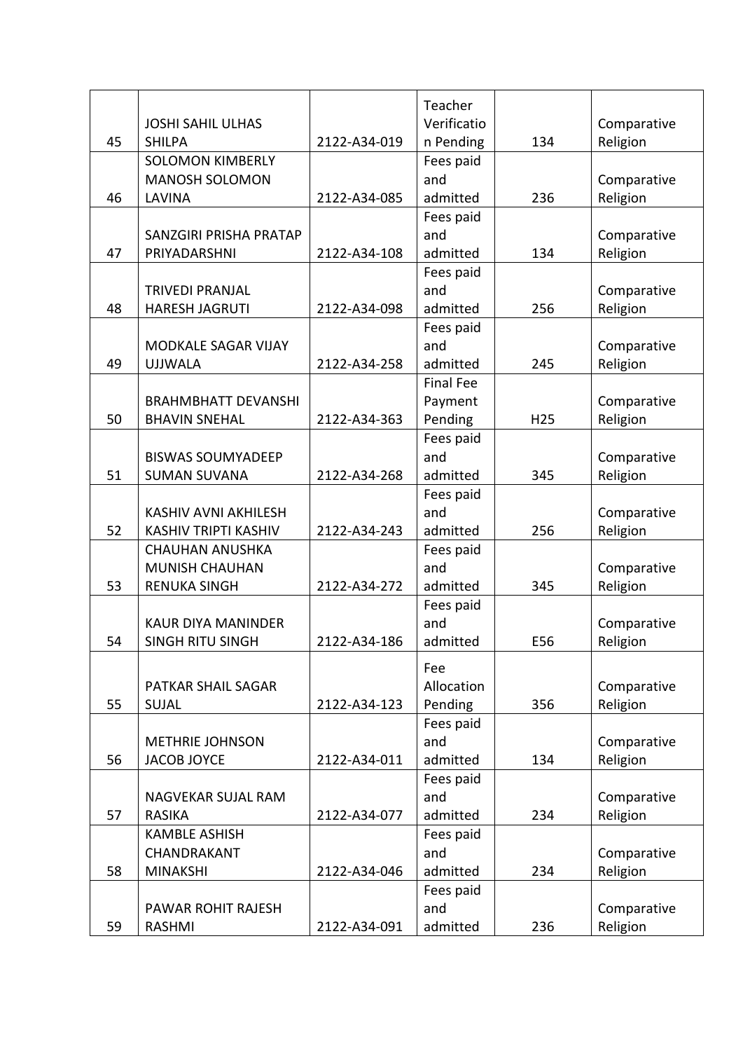| | | | | | |
|---|---|---|---|---|---|
| 45 | JOSHI SAHIL ULHAS SHILPA | 2122-A34-019 | Teacher Verification Pending | 134 | Comparative Religion |
| 46 | SOLOMON KIMBERLY MANOSH SOLOMON LAVINA | 2122-A34-085 | Fees paid and admitted | 236 | Comparative Religion |
| 47 | SANZGIRI PRISHA PRATAP PRIYADARSHNI | 2122-A34-108 | Fees paid and admitted | 134 | Comparative Religion |
| 48 | TRIVEDI PRANJAL HARESH JAGRUTI | 2122-A34-098 | Fees paid and admitted | 256 | Comparative Religion |
| 49 | MODKALE SAGAR VIJAY UJJWALA | 2122-A34-258 | Fees paid and admitted | 245 | Comparative Religion |
| 50 | BRAHMBHATT DEVANSHI BHAVIN SNEHAL | 2122-A34-363 | Final Fee Payment Pending | H25 | Comparative Religion |
| 51 | BISWAS SOUMYADEEP SUMAN SUVANA | 2122-A34-268 | Fees paid and admitted | 345 | Comparative Religion |
| 52 | KASHIV AVNI AKHILESH KASHIV TRIPTI KASHIV | 2122-A34-243 | Fees paid and admitted | 256 | Comparative Religion |
| 53 | CHAUHAN ANUSHKA MUNISH CHAUHAN RENUKA SINGH | 2122-A34-272 | Fees paid and admitted | 345 | Comparative Religion |
| 54 | KAUR DIYA MANINDER SINGH RITU SINGH | 2122-A34-186 | Fees paid and admitted | E56 | Comparative Religion |
| 55 | PATKAR SHAIL SAGAR SUJAL | 2122-A34-123 | Fee Allocation Pending | 356 | Comparative Religion |
| 56 | METHRIE JOHNSON JACOB JOYCE | 2122-A34-011 | Fees paid and admitted | 134 | Comparative Religion |
| 57 | NAGVEKAR SUJAL RAM RASIKA | 2122-A34-077 | Fees paid and admitted | 234 | Comparative Religion |
| 58 | KAMBLE ASHISH CHANDRAKANT MINAKSHI | 2122-A34-046 | Fees paid and admitted | 234 | Comparative Religion |
| 59 | PAWAR ROHIT RAJESH RASHMI | 2122-A34-091 | Fees paid and admitted | 236 | Comparative Religion |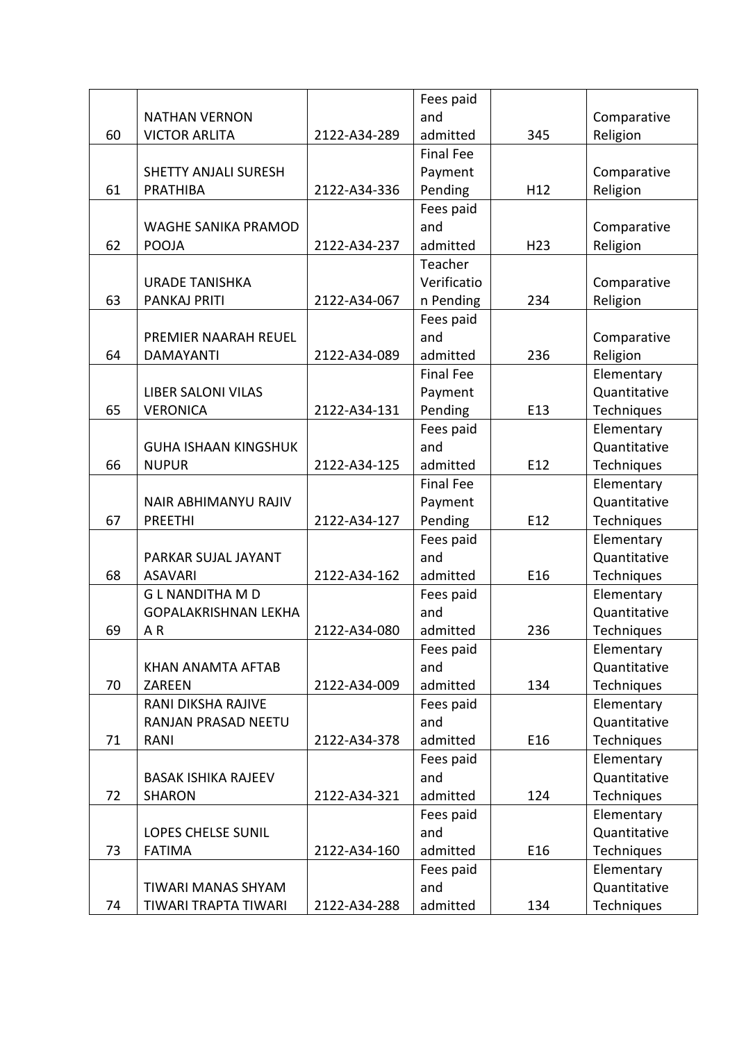| | | | | | |
|---|---|---|---|---|---|
| 60 | NATHAN VERNON VICTOR ARLITA | 2122-A34-289 | Fees paid and admitted | 345 | Comparative Religion |
| 61 | SHETTY ANJALI SURESH PRATHIBA | 2122-A34-336 | Final Fee Payment Pending | H12 | Comparative Religion |
| 62 | WAGHE SANIKA PRAMOD POOJA | 2122-A34-237 | Fees paid and admitted | H23 | Comparative Religion |
| 63 | URADE TANISHKA PANKAJ PRITI | 2122-A34-067 | Teacher Verification Pending | 234 | Comparative Religion |
| 64 | PREMIER NAARAH REUEL DAMAYANTI | 2122-A34-089 | Fees paid and admitted | 236 | Comparative Religion |
| 65 | LIBER SALONI VILAS VERONICA | 2122-A34-131 | Final Fee Payment Pending | E13 | Elementary Quantitative Techniques |
| 66 | GUHA ISHAAN KINGSHUK NUPUR | 2122-A34-125 | Fees paid and admitted | E12 | Elementary Quantitative Techniques |
| 67 | NAIR ABHIMANYU RAJIV PREETHI | 2122-A34-127 | Final Fee Payment Pending | E12 | Elementary Quantitative Techniques |
| 68 | PARKAR SUJAL JAYANT ASAVARI | 2122-A34-162 | Fees paid and admitted | E16 | Elementary Quantitative Techniques |
| 69 | G L NANDITHA M D GOPALAKRISHNAN LEKHA A R | 2122-A34-080 | Fees paid and admitted | 236 | Elementary Quantitative Techniques |
| 70 | KHAN ANAMTA AFTAB ZAREEN | 2122-A34-009 | Fees paid and admitted | 134 | Elementary Quantitative Techniques |
| 71 | RANI DIKSHA RAJIVE RANJAN PRASAD NEETU RANI | 2122-A34-378 | Fees paid and admitted | E16 | Elementary Quantitative Techniques |
| 72 | BASAK ISHIKA RAJEEV SHARON | 2122-A34-321 | Fees paid and admitted | 124 | Elementary Quantitative Techniques |
| 73 | LOPES CHELSE SUNIL FATIMA | 2122-A34-160 | Fees paid and admitted | E16 | Elementary Quantitative Techniques |
| 74 | TIWARI MANAS SHYAM TIWARI TRAPTA TIWARI | 2122-A34-288 | Fees paid and admitted | 134 | Elementary Quantitative Techniques |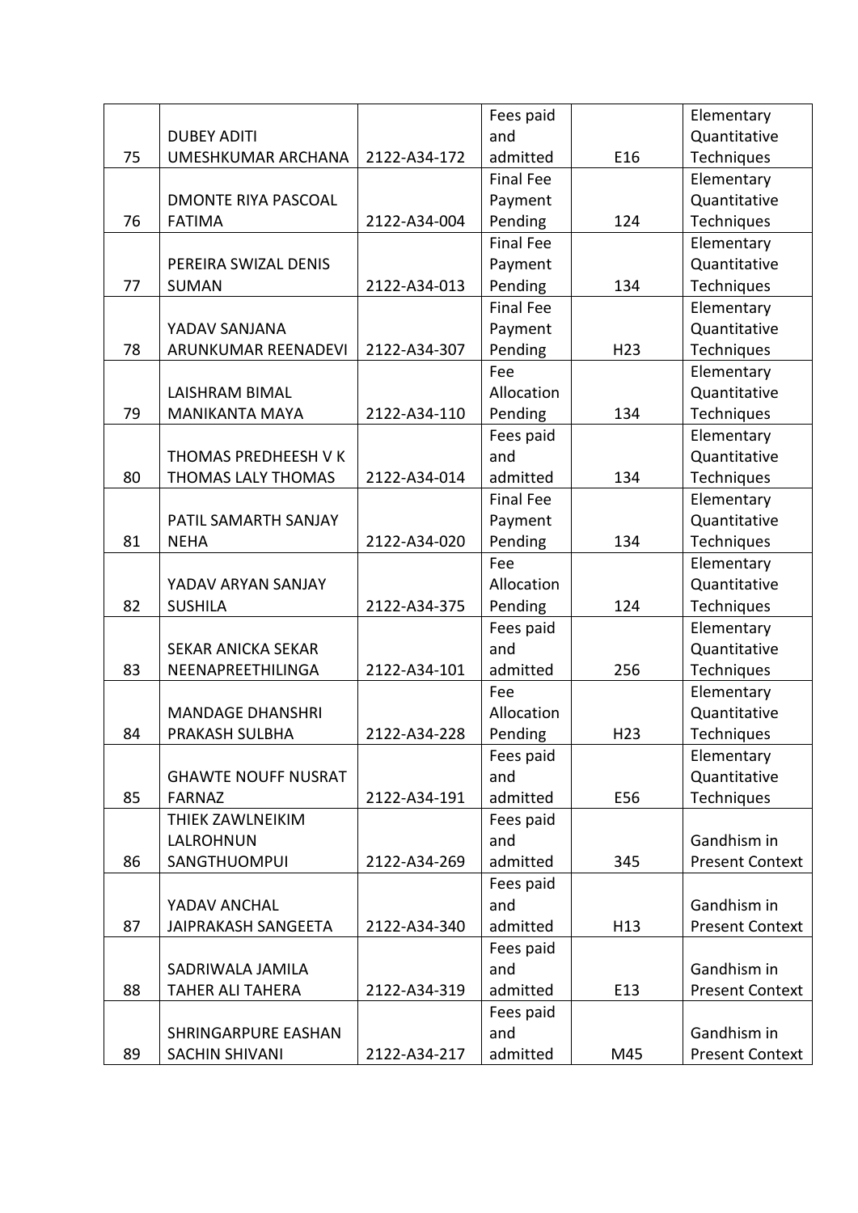| | | | | | |
|---|---|---|---|---|---|
| 75 | DUBEY ADITI UMESHKUMAR ARCHANA | 2122-A34-172 | Fees paid and admitted | E16 | Elementary Quantitative Techniques |
| 76 | DMONTE RIYA PASCOAL FATIMA | 2122-A34-004 | Final Fee Payment Pending | 124 | Elementary Quantitative Techniques |
| 77 | PEREIRA SWIZAL DENIS SUMAN | 2122-A34-013 | Final Fee Payment Pending | 134 | Elementary Quantitative Techniques |
| 78 | YADAV SANJANA ARUNKUMAR REENADEVI | 2122-A34-307 | Final Fee Payment Pending | H23 | Elementary Quantitative Techniques |
| 79 | LAISHRAM BIMAL MANIKANTA MAYA | 2122-A34-110 | Fee Allocation Pending | 134 | Elementary Quantitative Techniques |
| 80 | THOMAS PREDHEESH V K THOMAS LALY THOMAS | 2122-A34-014 | Fees paid and admitted | 134 | Elementary Quantitative Techniques |
| 81 | PATIL SAMARTH SANJAY NEHA | 2122-A34-020 | Final Fee Payment Pending | 134 | Elementary Quantitative Techniques |
| 82 | YADAV ARYAN SANJAY SUSHILA | 2122-A34-375 | Fee Allocation Pending | 124 | Elementary Quantitative Techniques |
| 83 | SEKAR ANICKA SEKAR NEENAPREETHILINGA | 2122-A34-101 | Fees paid and admitted | 256 | Elementary Quantitative Techniques |
| 84 | MANDAGE DHANSHRI PRAKASH SULBHA | 2122-A34-228 | Fee Allocation Pending | H23 | Elementary Quantitative Techniques |
| 85 | GHAWTE NOUFF NUSRAT FARNAZ | 2122-A34-191 | Fees paid and admitted | E56 | Elementary Quantitative Techniques |
| 86 | THIEK ZAWLNEIKIM LALROHNUN SANGTHUOMPUI | 2122-A34-269 | Fees paid and admitted | 345 | Gandhism in Present Context |
| 87 | YADAV ANCHAL JAIPRAKASH SANGEETA | 2122-A34-340 | Fees paid and admitted | H13 | Gandhism in Present Context |
| 88 | SADRIWALA JAMILA TAHER ALI TAHERA | 2122-A34-319 | Fees paid and admitted | E13 | Gandhism in Present Context |
| 89 | SHRINGARPURE EASHAN SACHIN SHIVANI | 2122-A34-217 | Fees paid and admitted | M45 | Gandhism in Present Context |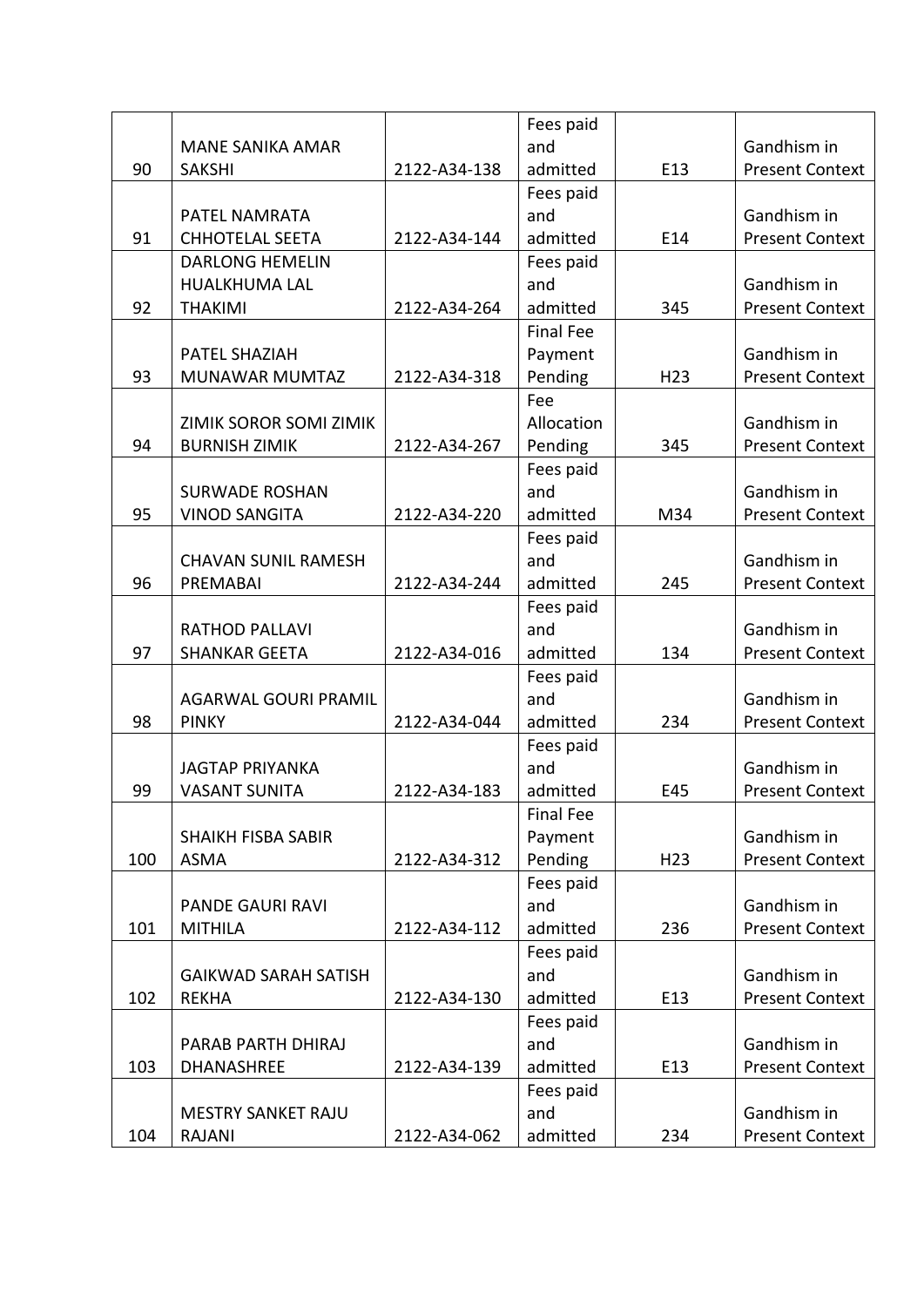| | | | | | |
|---|---|---|---|---|---|
| 90 | MANE SANIKA AMAR SAKSHI | 2122-A34-138 | Fees paid and admitted | E13 | Gandhism in Present Context |
| 91 | PATEL NAMRATA CHHOTELAL SEETA | 2122-A34-144 | Fees paid and admitted | E14 | Gandhism in Present Context |
| 92 | DARLONG HEMELIN HUALKHUMA LAL THAKIMI | 2122-A34-264 | Fees paid and admitted | 345 | Gandhism in Present Context |
| 93 | PATEL SHAZIAH MUNAWAR MUMTAZ | 2122-A34-318 | Final Fee Payment Pending | H23 | Gandhism in Present Context |
| 94 | ZIMIK SOROR SOMI ZIMIK BURNISH ZIMIK | 2122-A34-267 | Fee Allocation Pending | 345 | Gandhism in Present Context |
| 95 | SURWADE ROSHAN VINOD SANGITA | 2122-A34-220 | Fees paid and admitted | M34 | Gandhism in Present Context |
| 96 | CHAVAN SUNIL RAMESH PREMABAI | 2122-A34-244 | Fees paid and admitted | 245 | Gandhism in Present Context |
| 97 | RATHOD PALLAVI SHANKAR GEETA | 2122-A34-016 | Fees paid and admitted | 134 | Gandhism in Present Context |
| 98 | AGARWAL GOURI PRAMIL PINKY | 2122-A34-044 | Fees paid and admitted | 234 | Gandhism in Present Context |
| 99 | JAGTAP PRIYANKA VASANT SUNITA | 2122-A34-183 | Fees paid and admitted | E45 | Gandhism in Present Context |
| 100 | SHAIKH FISBA SABIR ASMA | 2122-A34-312 | Final Fee Payment Pending | H23 | Gandhism in Present Context |
| 101 | PANDE GAURI RAVI MITHILA | 2122-A34-112 | Fees paid and admitted | 236 | Gandhism in Present Context |
| 102 | GAIKWAD SARAH SATISH REKHA | 2122-A34-130 | Fees paid and admitted | E13 | Gandhism in Present Context |
| 103 | PARAB PARTH DHIRAJ DHANASHREE | 2122-A34-139 | Fees paid and admitted | E13 | Gandhism in Present Context |
| 104 | MESTRY SANKET RAJU RAJANI | 2122-A34-062 | Fees paid and admitted | 234 | Gandhism in Present Context |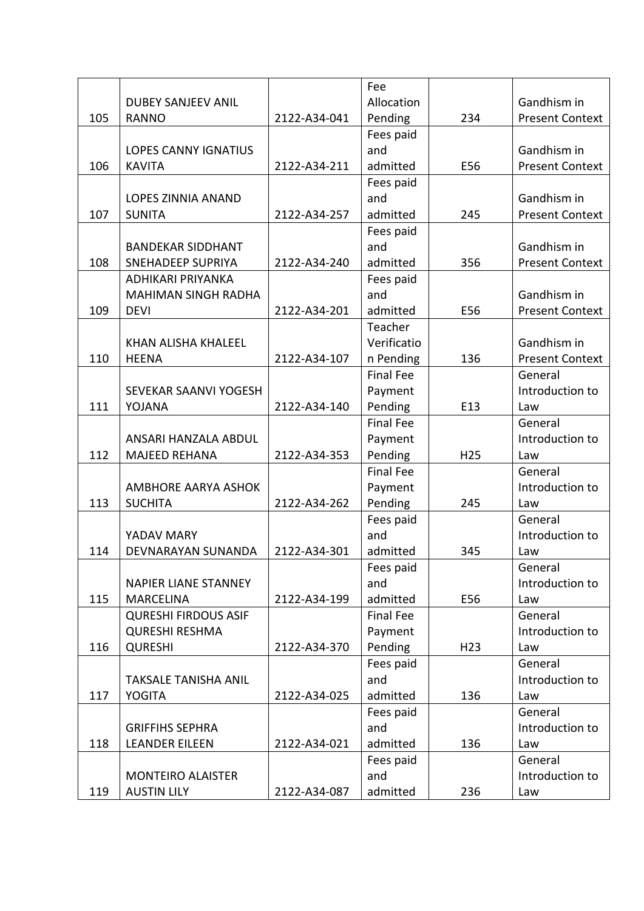| | | | | | |
|---|---|---|---|---|---|
| 105 | DUBEY SANJEEV ANIL RANNO | 2122-A34-041 | Fee Allocation Pending | 234 | Gandhism in Present Context |
| 106 | LOPES CANNY IGNATIUS KAVITA | 2122-A34-211 | Fees paid and admitted | E56 | Gandhism in Present Context |
| 107 | LOPES ZINNIA ANAND SUNITA | 2122-A34-257 | Fees paid and admitted | 245 | Gandhism in Present Context |
| 108 | BANDEKAR SIDDHANT SNEHADEEP SUPRIYA | 2122-A34-240 | Fees paid and admitted | 356 | Gandhism in Present Context |
| 109 | ADHIKARI PRIYANKA MAHIMAN SINGH RADHA DEVI | 2122-A34-201 | Fees paid and admitted | E56 | Gandhism in Present Context |
| 110 | KHAN ALISHA KHALEEL HEENA | 2122-A34-107 | Teacher Verification Pending | 136 | Gandhism in Present Context |
| 111 | SEVEKAR SAANVI YOGESH YOJANA | 2122-A34-140 | Final Fee Payment Pending | E13 | General Introduction to Law |
| 112 | ANSARI HANZALA ABDUL MAJEED REHANA | 2122-A34-353 | Final Fee Payment Pending | H25 | General Introduction to Law |
| 113 | AMBHORE AARYA ASHOK SUCHITA | 2122-A34-262 | Final Fee Payment Pending | 245 | General Introduction to Law |
| 114 | YADAV MARY DEVNARAYAN SUNANDA | 2122-A34-301 | Fees paid and admitted | 345 | General Introduction to Law |
| 115 | NAPIER LIANE STANNEY MARCELINA | 2122-A34-199 | Fees paid and admitted | E56 | General Introduction to Law |
| 116 | QURESHI FIRDOUS ASIF QURESHI RESHMA QURESHI | 2122-A34-370 | Final Fee Payment Pending | H23 | General Introduction to Law |
| 117 | TAKSALE TANISHA ANIL YOGITA | 2122-A34-025 | Fees paid and admitted | 136 | General Introduction to Law |
| 118 | GRIFFIHS SEPHRA LEANDER EILEEN | 2122-A34-021 | Fees paid and admitted | 136 | General Introduction to Law |
| 119 | MONTEIRO ALAISTER AUSTIN LILY | 2122-A34-087 | Fees paid and admitted | 236 | General Introduction to Law |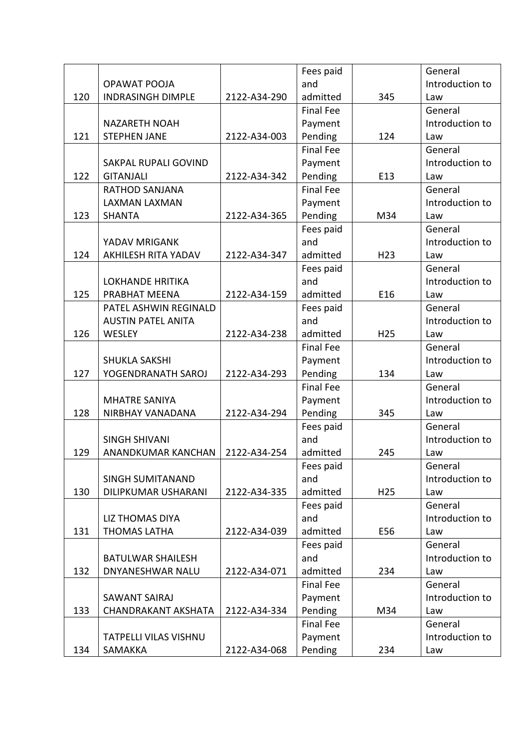| | | | | | |
|---|---|---|---|---|---|
| 120 | OPAWAT POOJA INDRASINGH DIMPLE | 2122-A34-290 | Fees paid and admitted | 345 | General Introduction to Law |
| 121 | NAZARETH NOAH STEPHEN JANE | 2122-A34-003 | Final Fee Payment Pending | 124 | General Introduction to Law |
| 122 | SAKPAL RUPALI GOVIND GITANJALI | 2122-A34-342 | Final Fee Payment Pending | E13 | General Introduction to Law |
| 123 | RATHOD SANJANA LAXMAN LAXMAN SHANTA | 2122-A34-365 | Final Fee Payment Pending | M34 | General Introduction to Law |
| 124 | YADAV MRIGANK AKHILESH RITA YADAV | 2122-A34-347 | Fees paid and admitted | H23 | General Introduction to Law |
| 125 | LOKHANDE HRITIKA PRABHAT MEENA | 2122-A34-159 | Fees paid and admitted | E16 | General Introduction to Law |
| 126 | PATEL ASHWIN REGINALD AUSTIN PATEL ANITA WESLEY | 2122-A34-238 | Fees paid and admitted | H25 | General Introduction to Law |
| 127 | SHUKLA SAKSHI YOGENDRANATH SAROJ | 2122-A34-293 | Final Fee Payment Pending | 134 | General Introduction to Law |
| 128 | MHATRE SANIYA NIRBHAY VANADANA | 2122-A34-294 | Final Fee Payment Pending | 345 | General Introduction to Law |
| 129 | SINGH SHIVANI ANANDKUMAR KANCHAN | 2122-A34-254 | Fees paid and admitted | 245 | General Introduction to Law |
| 130 | SINGH SUMITANAND DILIPKUMAR USHARANI | 2122-A34-335 | Fees paid and admitted | H25 | General Introduction to Law |
| 131 | LIZ THOMAS DIYA THOMAS LATHA | 2122-A34-039 | Fees paid and admitted | E56 | General Introduction to Law |
| 132 | BATULWAR SHAILESH DNYANESHWAR NALU | 2122-A34-071 | Fees paid and admitted | 234 | General Introduction to Law |
| 133 | SAWANT SAIRAJ CHANDRAKANT AKSHATA | 2122-A34-334 | Final Fee Payment Pending | M34 | General Introduction to Law |
| 134 | TATPELLI VILAS VISHNU SAMAKKA | 2122-A34-068 | Final Fee Payment Pending | 234 | General Introduction to Law |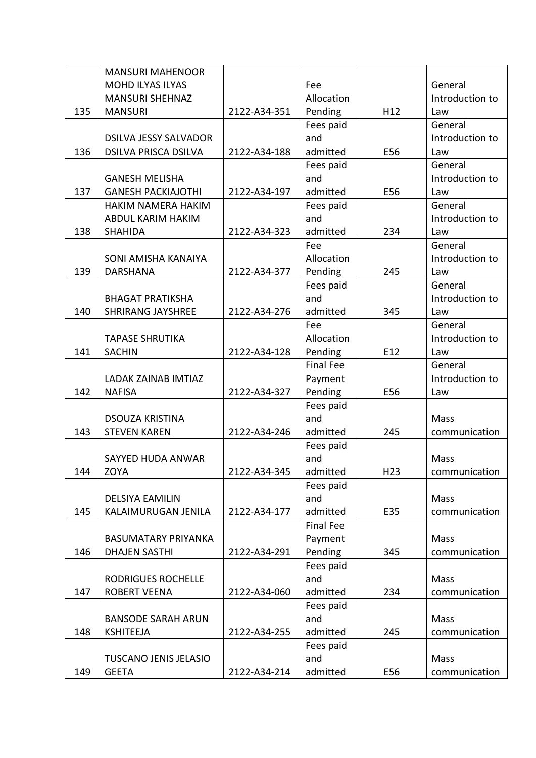| | | | | | |
|---|---|---|---|---|---|
| 135 | MANSURI MAHENOOR MOHD ILYAS ILYAS MANSURI SHEHNAZ MANSURI | 2122-A34-351 | Fee Allocation Pending | H12 | General Introduction to Law |
| 136 | DSILVA JESSY SALVADOR DSILVA PRISCA DSILVA | 2122-A34-188 | Fees paid and admitted | E56 | General Introduction to Law |
| 137 | GANESH MELISHA GANESH PACKIAJOTHI | 2122-A34-197 | Fees paid and admitted | E56 | General Introduction to Law |
| 138 | HAKIM NAMERA HAKIM ABDUL KARIM HAKIM SHAHIDA | 2122-A34-323 | Fees paid and admitted | 234 | General Introduction to Law |
| 139 | SONI AMISHA KANAIYA DARSHANA | 2122-A34-377 | Fee Allocation Pending | 245 | General Introduction to Law |
| 140 | BHAGAT PRATIKSHA SHRIRANG JAYSHREE | 2122-A34-276 | Fees paid and admitted | 345 | General Introduction to Law |
| 141 | TAPASE SHRUTIKA SACHIN | 2122-A34-128 | Fee Allocation Pending | E12 | General Introduction to Law |
| 142 | LADAK ZAINAB IMTIAZ NAFISA | 2122-A34-327 | Final Fee Payment Pending | E56 | General Introduction to Law |
| 143 | DSOUZA KRISTINA STEVEN KAREN | 2122-A34-246 | Fees paid and admitted | 245 | Mass communication |
| 144 | SAYYED HUDA ANWAR ZOYA | 2122-A34-345 | Fees paid and admitted | H23 | Mass communication |
| 145 | DELSIYA EAMILIN KALAIMURUGAN JENILA | 2122-A34-177 | Fees paid and admitted | E35 | Mass communication |
| 146 | BASUMATARY PRIYANKA DHAJEN SASTHI | 2122-A34-291 | Final Fee Payment Pending | 345 | Mass communication |
| 147 | RODRIGUES ROCHELLE ROBERT VEENA | 2122-A34-060 | Fees paid and admitted | 234 | Mass communication |
| 148 | BANSODE SARAH ARUN KSHITEEJA | 2122-A34-255 | Fees paid and admitted | 245 | Mass communication |
| 149 | TUSCANO JENIS JELASIO GEETA | 2122-A34-214 | Fees paid and admitted | E56 | Mass communication |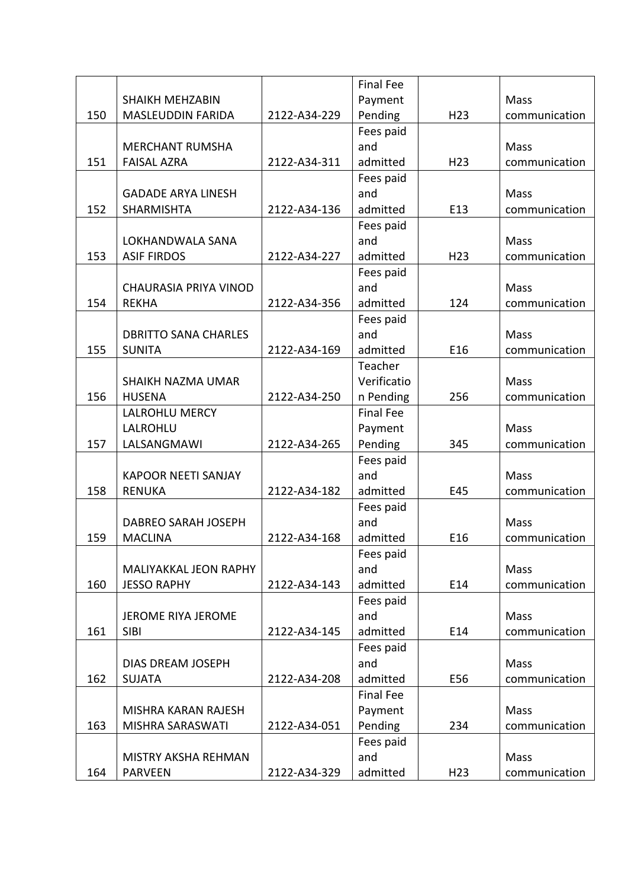| | | | | | |
|---|---|---|---|---|---|
| 150 | SHAIKH MEHZABIN MASLEUDDIN FARIDA | 2122-A34-229 | Final Fee Payment Pending | H23 | Mass communication |
| 151 | MERCHANT RUMSHA FAISAL AZRA | 2122-A34-311 | Fees paid and admitted | H23 | Mass communication |
| 152 | GADADE ARYA LINESH SHARMISHTA | 2122-A34-136 | Fees paid and admitted | E13 | Mass communication |
| 153 | LOKHANDWALA SANA ASIF FIRDOS | 2122-A34-227 | Fees paid and admitted | H23 | Mass communication |
| 154 | CHAURASIA PRIYA VINOD REKHA | 2122-A34-356 | Fees paid and admitted | 124 | Mass communication |
| 155 | DBRITTO SANA CHARLES SUNITA | 2122-A34-169 | Fees paid and admitted | E16 | Mass communication |
| 156 | SHAIKH NAZMA UMAR HUSENA | 2122-A34-250 | Teacher Verification Pending | 256 | Mass communication |
| 157 | LALROHLU MERCY LALROHLU LALSANGMAWI | 2122-A34-265 | Final Fee Payment Pending | 345 | Mass communication |
| 158 | KAPOOR NEETI SANJAY RENUKA | 2122-A34-182 | Fees paid and admitted | E45 | Mass communication |
| 159 | DABREO SARAH JOSEPH MACLINA | 2122-A34-168 | Fees paid and admitted | E16 | Mass communication |
| 160 | MALIYAKKAL JEON RAPHY JESSO RAPHY | 2122-A34-143 | Fees paid and admitted | E14 | Mass communication |
| 161 | JEROME RIYA JEROME SIBI | 2122-A34-145 | Fees paid and admitted | E14 | Mass communication |
| 162 | DIAS DREAM JOSEPH SUJATA | 2122-A34-208 | Fees paid and admitted | E56 | Mass communication |
| 163 | MISHRA KARAN RAJESH MISHRA SARASWATI | 2122-A34-051 | Final Fee Payment Pending | 234 | Mass communication |
| 164 | MISTRY AKSHA REHMAN PARVEEN | 2122-A34-329 | Fees paid and admitted | H23 | Mass communication |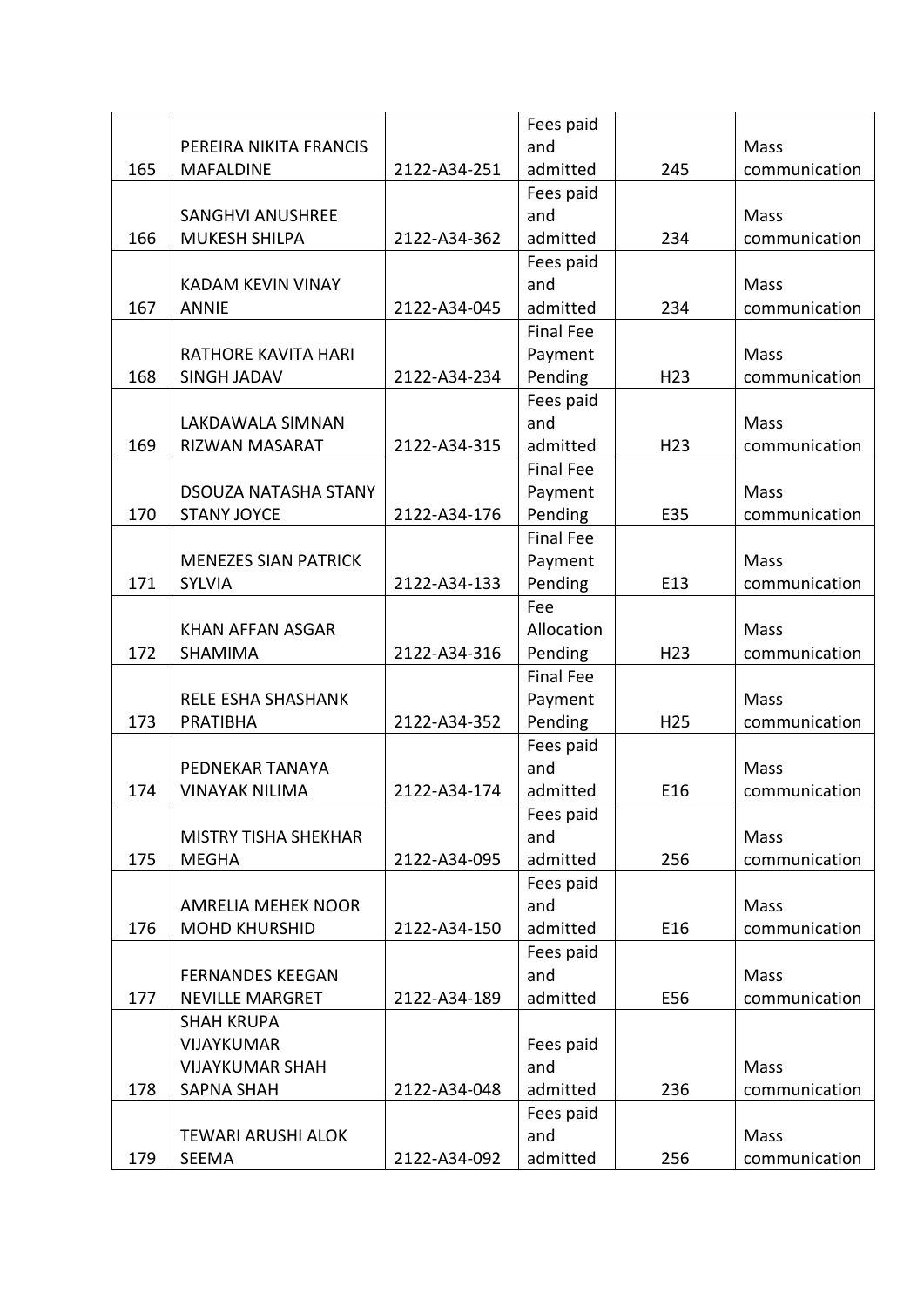| | | | | | |
|---|---|---|---|---|---|
| 165 | PEREIRA NIKITA FRANCIS MAFALDINE | 2122-A34-251 | Fees paid and admitted | 245 | Mass communication |
| 166 | SANGHVI ANUSHREE MUKESH SHILPA | 2122-A34-362 | Fees paid and admitted | 234 | Mass communication |
| 167 | KADAM KEVIN VINAY ANNIE | 2122-A34-045 | Fees paid and admitted | 234 | Mass communication |
| 168 | RATHORE KAVITA HARI SINGH JADAV | 2122-A34-234 | Final Fee Payment Pending | H23 | Mass communication |
| 169 | LAKDAWALA SIMNAN RIZWAN MASARAT | 2122-A34-315 | Fees paid and admitted | H23 | Mass communication |
| 170 | DSOUZA NATASHA STANY STANY JOYCE | 2122-A34-176 | Final Fee Payment Pending | E35 | Mass communication |
| 171 | MENEZES SIAN PATRICK SYLVIA | 2122-A34-133 | Final Fee Payment Pending | E13 | Mass communication |
| 172 | KHAN AFFAN ASGAR SHAMIMA | 2122-A34-316 | Fee Allocation Pending | H23 | Mass communication |
| 173 | RELE ESHA SHASHANK PRATIBHA | 2122-A34-352 | Final Fee Payment Pending | H25 | Mass communication |
| 174 | PEDNEKAR TANAYA VINAYAK NILIMA | 2122-A34-174 | Fees paid and admitted | E16 | Mass communication |
| 175 | MISTRY TISHA SHEKHAR MEGHA | 2122-A34-095 | Fees paid and admitted | 256 | Mass communication |
| 176 | AMRELIA MEHEK NOOR MOHD KHURSHID | 2122-A34-150 | Fees paid and admitted | E16 | Mass communication |
| 177 | FERNANDES KEEGAN NEVILLE MARGRET | 2122-A34-189 | Fees paid and admitted | E56 | Mass communication |
| 178 | SHAH KRUPA VIJAYKUMAR VIJAYKUMAR SHAH SAPNA SHAH | 2122-A34-048 | Fees paid and admitted | 236 | Mass communication |
| 179 | TEWARI ARUSHI ALOK SEEMA | 2122-A34-092 | Fees paid and admitted | 256 | Mass communication |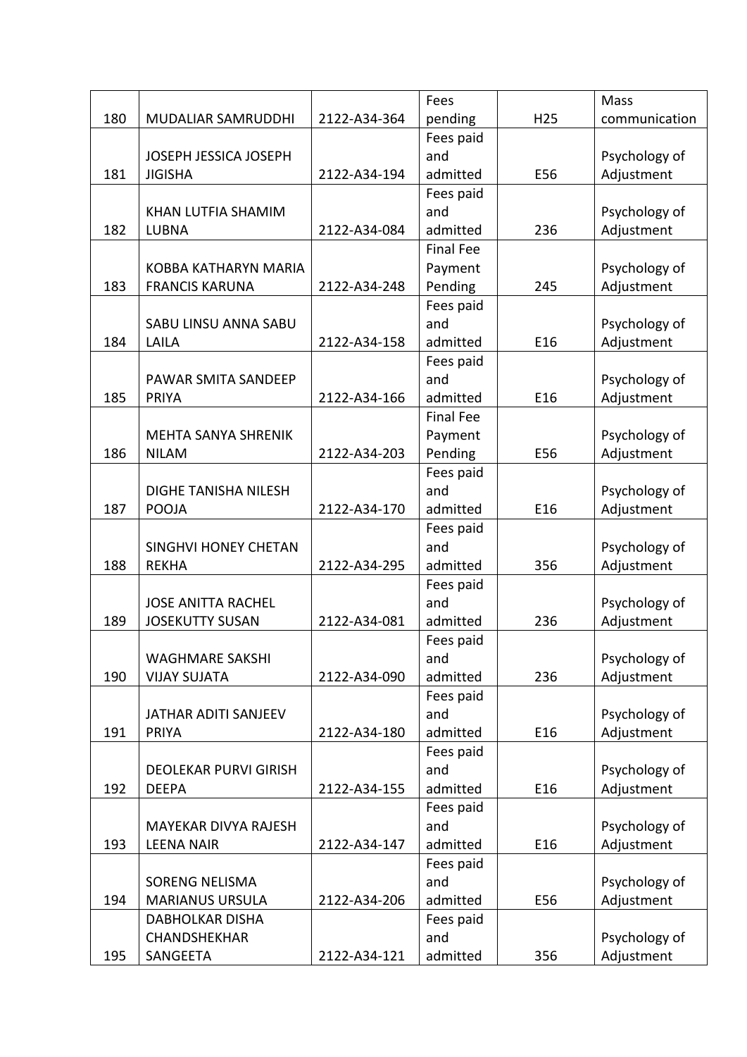| | | | | | |
|---|---|---|---|---|---|
| 180 | MUDALIAR SAMRUDDHI | 2122-A34-364 | Fees pending | H25 | Mass communication |
| 181 | JOSEPH JESSICA JOSEPH JIGISHA | 2122-A34-194 | Fees paid and admitted | E56 | Psychology of Adjustment |
| 182 | KHAN LUTFIA SHAMIM LUBNA | 2122-A34-084 | Fees paid and admitted | 236 | Psychology of Adjustment |
| 183 | KOBBA KATHARYN MARIA FRANCIS KARUNA | 2122-A34-248 | Final Fee Payment Pending | 245 | Psychology of Adjustment |
| 184 | SABU LINSU ANNA SABU LAILA | 2122-A34-158 | Fees paid and admitted | E16 | Psychology of Adjustment |
| 185 | PAWAR SMITA SANDEEP PRIYA | 2122-A34-166 | Fees paid and admitted | E16 | Psychology of Adjustment |
| 186 | MEHTA SANYA SHRENIK NILAM | 2122-A34-203 | Final Fee Payment Pending | E56 | Psychology of Adjustment |
| 187 | DIGHE TANISHA NILESH POOJA | 2122-A34-170 | Fees paid and admitted | E16 | Psychology of Adjustment |
| 188 | SINGHVI HONEY CHETAN REKHA | 2122-A34-295 | Fees paid and admitted | 356 | Psychology of Adjustment |
| 189 | JOSE ANITTA RACHEL JOSEKUTTY SUSAN | 2122-A34-081 | Fees paid and admitted | 236 | Psychology of Adjustment |
| 190 | WAGHMARE SAKSHI VIJAY SUJATA | 2122-A34-090 | Fees paid and admitted | 236 | Psychology of Adjustment |
| 191 | JATHAR ADITI SANJEEV PRIYA | 2122-A34-180 | Fees paid and admitted | E16 | Psychology of Adjustment |
| 192 | DEOLEKAR PURVI GIRISH DEEPA | 2122-A34-155 | Fees paid and admitted | E16 | Psychology of Adjustment |
| 193 | MAYEKAR DIVYA RAJESH LEENA NAIR | 2122-A34-147 | Fees paid and admitted | E16 | Psychology of Adjustment |
| 194 | SORENG NELISMA MARIANUS URSULA | 2122-A34-206 | Fees paid and admitted | E56 | Psychology of Adjustment |
| 195 | DABHOLKAR DISHA CHANDSHEKHAR SANGEETA | 2122-A34-121 | Fees paid and admitted | 356 | Psychology of Adjustment |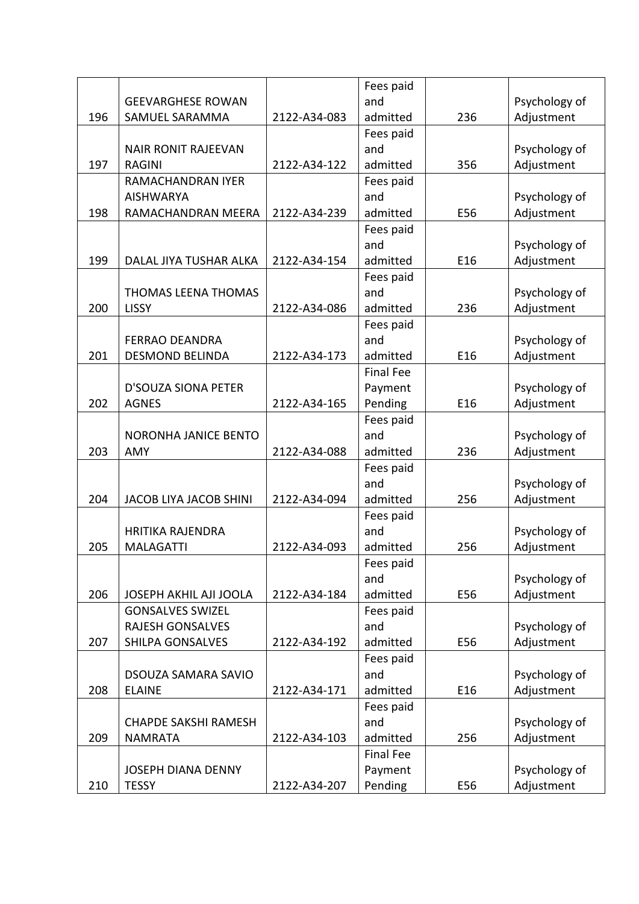| | | | | | |
|---|---|---|---|---|---|
| 196 | GEEVARGHESE ROWAN SAMUEL SARAMMA | 2122-A34-083 | Fees paid and admitted | 236 | Psychology of Adjustment |
| 197 | NAIR RONIT RAJEEVAN RAGINI | 2122-A34-122 | Fees paid and admitted | 356 | Psychology of Adjustment |
| 198 | RAMACHANDRAN IYER AISHWARYA RAMACHANDRAN MEERA | 2122-A34-239 | Fees paid and admitted | E56 | Psychology of Adjustment |
| 199 | DALAL JIYA TUSHAR ALKA | 2122-A34-154 | Fees paid and admitted | E16 | Psychology of Adjustment |
| 200 | THOMAS LEENA THOMAS LISSY | 2122-A34-086 | Fees paid and admitted | 236 | Psychology of Adjustment |
| 201 | FERRAO DEANDRA DESMOND BELINDA | 2122-A34-173 | Fees paid and admitted | E16 | Psychology of Adjustment |
| 202 | D'SOUZA SIONA PETER AGNES | 2122-A34-165 | Final Fee Payment Pending | E16 | Psychology of Adjustment |
| 203 | NORONHA JANICE BENTO AMY | 2122-A34-088 | Fees paid and admitted | 236 | Psychology of Adjustment |
| 204 | JACOB LIYA JACOB SHINI | 2122-A34-094 | Fees paid and admitted | 256 | Psychology of Adjustment |
| 205 | HRITIKA RAJENDRA MALAGATTI | 2122-A34-093 | Fees paid and admitted | 256 | Psychology of Adjustment |
| 206 | JOSEPH AKHIL AJI JOOLA | 2122-A34-184 | Fees paid and admitted | E56 | Psychology of Adjustment |
| 207 | GONSALVES SWIZEL RAJESH GONSALVES SHILPA GONSALVES | 2122-A34-192 | Fees paid and admitted | E56 | Psychology of Adjustment |
| 208 | DSOUZA SAMARA SAVIO ELAINE | 2122-A34-171 | Fees paid and admitted | E16 | Psychology of Adjustment |
| 209 | CHAPDE SAKSHI RAMESH NAMRATA | 2122-A34-103 | Fees paid and admitted | 256 | Psychology of Adjustment |
| 210 | JOSEPH DIANA DENNY TESSY | 2122-A34-207 | Final Fee Payment Pending | E56 | Psychology of Adjustment |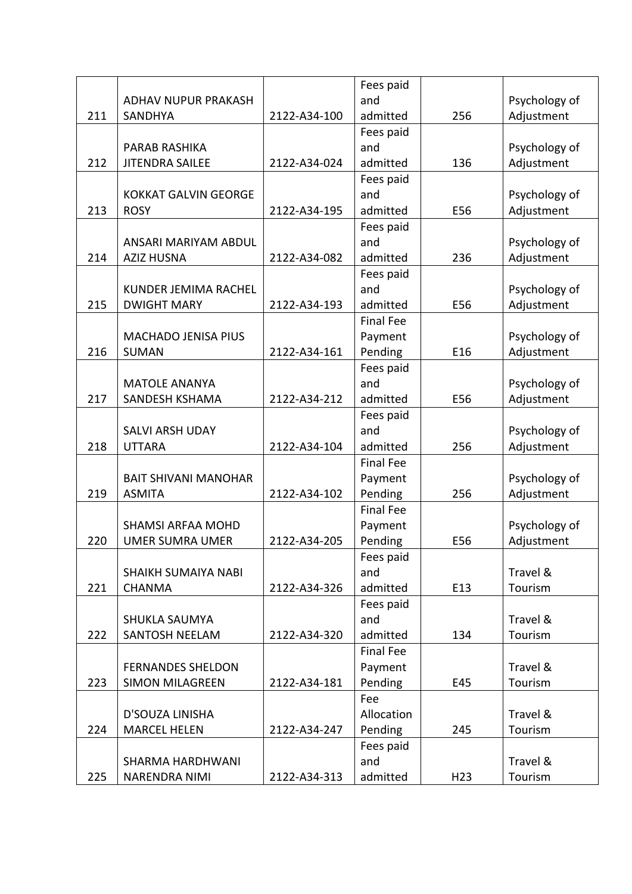| | | | | | |
|---|---|---|---|---|---|
| 211 | ADHAV NUPUR PRAKASH SANDHYA | 2122-A34-100 | Fees paid and admitted | 256 | Psychology of Adjustment |
| 212 | PARAB RASHIKA JITENDRA SAILEE | 2122-A34-024 | Fees paid and admitted | 136 | Psychology of Adjustment |
| 213 | KOKKAT GALVIN GEORGE ROSY | 2122-A34-195 | Fees paid and admitted | E56 | Psychology of Adjustment |
| 214 | ANSARI MARIYAM ABDUL AZIZ HUSNA | 2122-A34-082 | Fees paid and admitted | 236 | Psychology of Adjustment |
| 215 | KUNDER JEMIMA RACHEL DWIGHT MARY | 2122-A34-193 | Fees paid and admitted | E56 | Psychology of Adjustment |
| 216 | MACHADO JENISA PIUS SUMAN | 2122-A34-161 | Final Fee Payment Pending | E16 | Psychology of Adjustment |
| 217 | MATOLE ANANYA SANDESH KSHAMA | 2122-A34-212 | Fees paid and admitted | E56 | Psychology of Adjustment |
| 218 | SALVI ARSH UDAY UTTARA | 2122-A34-104 | Fees paid and admitted | 256 | Psychology of Adjustment |
| 219 | BAIT SHIVANI MANOHAR ASMITA | 2122-A34-102 | Final Fee Payment Pending | 256 | Psychology of Adjustment |
| 220 | SHAMSI ARFAA MOHD UMER SUMRA UMER | 2122-A34-205 | Final Fee Payment Pending | E56 | Psychology of Adjustment |
| 221 | SHAIKH SUMAIYA NABI CHANMA | 2122-A34-326 | Fees paid and admitted | E13 | Travel & Tourism |
| 222 | SHUKLA SAUMYA SANTOSH NEELAM | 2122-A34-320 | Fees paid and admitted | 134 | Travel & Tourism |
| 223 | FERNANDES SHELDON SIMON MILAGREEN | 2122-A34-181 | Final Fee Payment Pending | E45 | Travel & Tourism |
| 224 | D'SOUZA LINISHA MARCEL HELEN | 2122-A34-247 | Fee Allocation Pending | 245 | Travel & Tourism |
| 225 | SHARMA HARDHWANI NARENDRA NIMI | 2122-A34-313 | Fees paid and admitted | H23 | Travel & Tourism |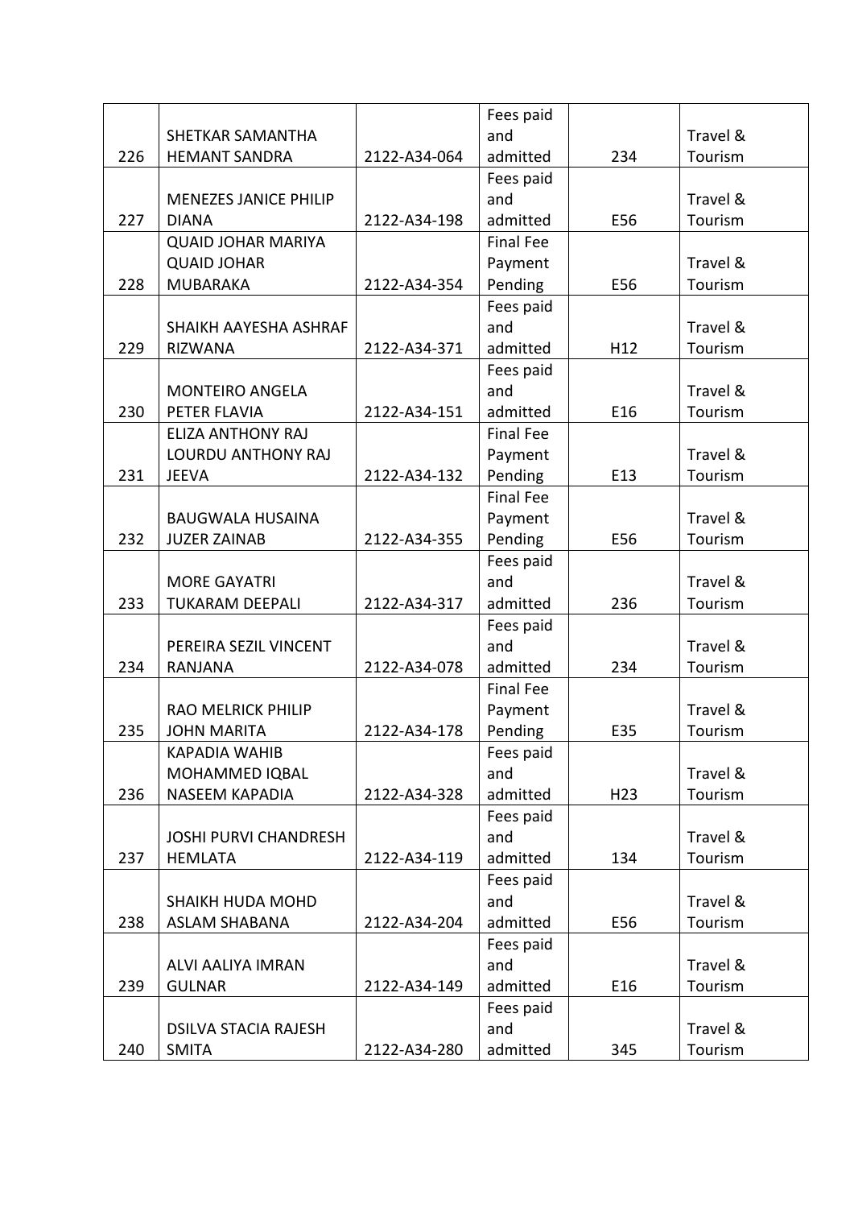| | | | | | |
|---|---|---|---|---|---|
| 226 | SHETKAR SAMANTHA HEMANT SANDRA | 2122-A34-064 | Fees paid and admitted | 234 | Travel & Tourism |
| 227 | MENEZES JANICE PHILIP DIANA | 2122-A34-198 | Fees paid and admitted | E56 | Travel & Tourism |
| 228 | QUAID JOHAR MARIYA QUAID JOHAR MUBARAKA | 2122-A34-354 | Final Fee Payment Pending | E56 | Travel & Tourism |
| 229 | SHAIKH AAYESHA ASHRAF RIZWANA | 2122-A34-371 | Fees paid and admitted | H12 | Travel & Tourism |
| 230 | MONTEIRO ANGELA PETER FLAVIA | 2122-A34-151 | Fees paid and admitted | E16 | Travel & Tourism |
| 231 | ELIZA ANTHONY RAJ LOURDU ANTHONY RAJ JEEVA | 2122-A34-132 | Final Fee Payment Pending | E13 | Travel & Tourism |
| 232 | BAUGWALA HUSAINA JUZER ZAINAB | 2122-A34-355 | Final Fee Payment Pending | E56 | Travel & Tourism |
| 233 | MORE GAYATRI TUKARAM DEEPALI | 2122-A34-317 | Fees paid and admitted | 236 | Travel & Tourism |
| 234 | PEREIRA SEZIL VINCENT RANJANA | 2122-A34-078 | Fees paid and admitted | 234 | Travel & Tourism |
| 235 | RAO MELRICK PHILIP JOHN MARITA | 2122-A34-178 | Final Fee Payment Pending | E35 | Travel & Tourism |
| 236 | KAPADIA WAHIB MOHAMMED IQBAL NASEEM KAPADIA | 2122-A34-328 | Fees paid and admitted | H23 | Travel & Tourism |
| 237 | JOSHI PURVI CHANDRESH HEMLATA | 2122-A34-119 | Fees paid and admitted | 134 | Travel & Tourism |
| 238 | SHAIKH HUDA MOHD ASLAM SHABANA | 2122-A34-204 | Fees paid and admitted | E56 | Travel & Tourism |
| 239 | ALVI AALIYA IMRAN GULNAR | 2122-A34-149 | Fees paid and admitted | E16 | Travel & Tourism |
| 240 | DSILVA STACIA RAJESH SMITA | 2122-A34-280 | Fees paid and admitted | 345 | Travel & Tourism |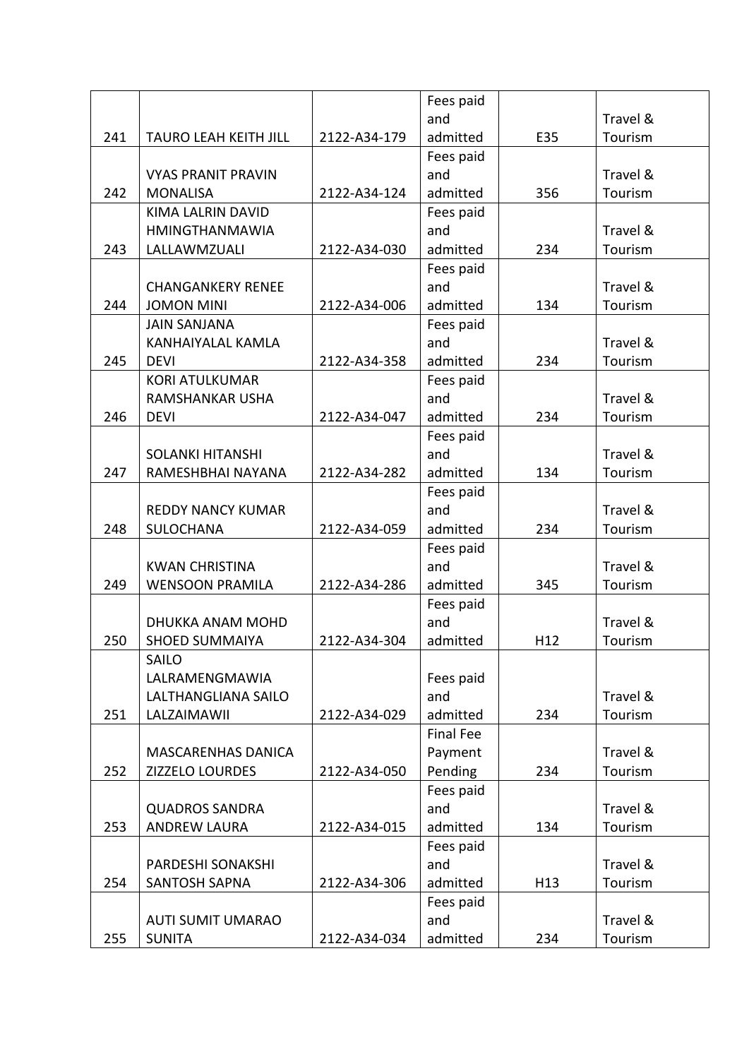| | | | | | |
|---|---|---|---|---|---|
| 241 | TAURO LEAH KEITH JILL | 2122-A34-179 | Fees paid and admitted | E35 | Travel & Tourism |
| 242 | VYAS PRANIT PRAVIN MONALISA | 2122-A34-124 | Fees paid and admitted | 356 | Travel & Tourism |
| 243 | KIMA LALRIN DAVID HMINGTHANMAWIA LALLAWMZUALI | 2122-A34-030 | Fees paid and admitted | 234 | Travel & Tourism |
| 244 | CHANGANKERY RENEE JOMON MINI | 2122-A34-006 | Fees paid and admitted | 134 | Travel & Tourism |
| 245 | JAIN SANJANA KANHAIYALAL KAMLA DEVI | 2122-A34-358 | Fees paid and admitted | 234 | Travel & Tourism |
| 246 | KORI ATULKUMAR RAMSHANKAR USHA DEVI | 2122-A34-047 | Fees paid and admitted | 234 | Travel & Tourism |
| 247 | SOLANKI HITANSHI RAMESHBHAI NAYANA | 2122-A34-282 | Fees paid and admitted | 134 | Travel & Tourism |
| 248 | REDDY NANCY KUMAR SULOCHANA | 2122-A34-059 | Fees paid and admitted | 234 | Travel & Tourism |
| 249 | KWAN CHRISTINA WENSOON PRAMILA | 2122-A34-286 | Fees paid and admitted | 345 | Travel & Tourism |
| 250 | DHUKKA ANAM MOHD SHOED SUMMAIYA | 2122-A34-304 | Fees paid and admitted | H12 | Travel & Tourism |
| 251 | SAILO LALRAMENGMAWIA LALTHANGLIANA SAILO LALZAIMAWII | 2122-A34-029 | Fees paid and admitted | 234 | Travel & Tourism |
| 252 | MASCARENHAS DANICA ZIZZELO LOURDES | 2122-A34-050 | Final Fee Payment Pending | 234 | Travel & Tourism |
| 253 | QUADROS SANDRA ANDREW LAURA | 2122-A34-015 | Fees paid and admitted | 134 | Travel & Tourism |
| 254 | PARDESHI SONAKSHI SANTOSH SAPNA | 2122-A34-306 | Fees paid and admitted | H13 | Travel & Tourism |
| 255 | AUTI SUMIT UMARAO SUNITA | 2122-A34-034 | Fees paid and admitted | 234 | Travel & Tourism |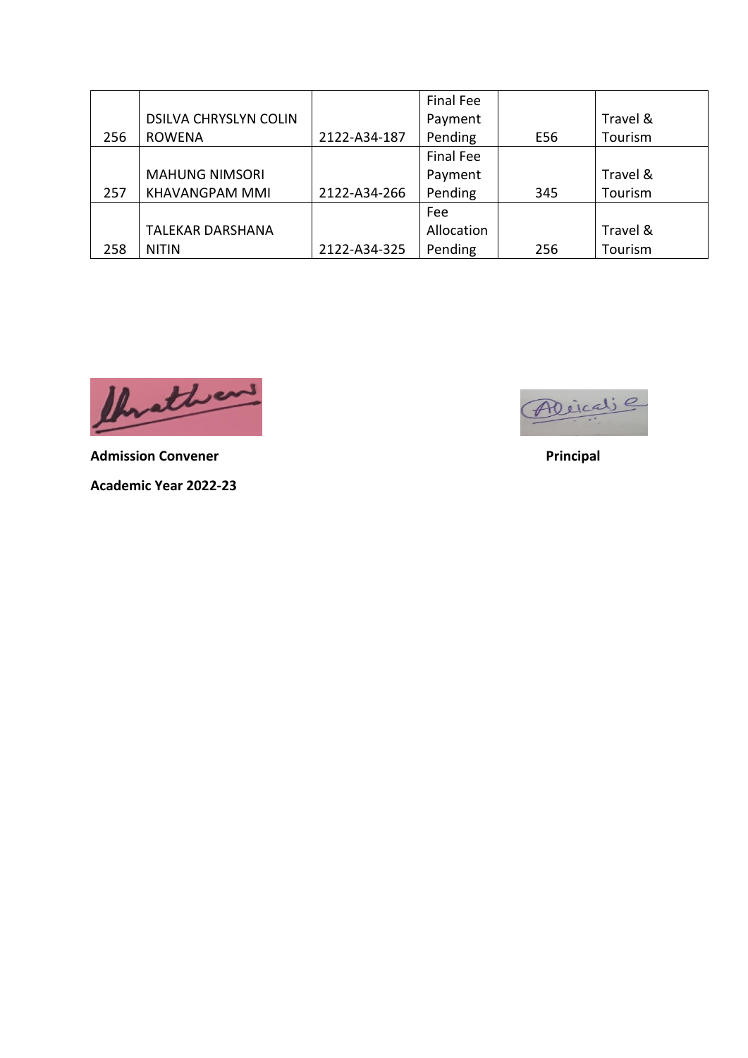| | | | | | |
|---|---|---|---|---|---|
| 256 | DSILVA CHRYSLYN COLIN ROWENA | 2122-A34-187 | Final Fee Payment Pending | E56 | Travel & Tourism |
| 257 | MAHUNG NIMSORI KHAVANGPAM MMI | 2122-A34-266 | Final Fee Payment Pending | 345 | Travel & Tourism |
| 258 | TALEKAR DARSHANA NITIN | 2122-A34-325 | Fee Allocation Pending | 256 | Travel & Tourism |

**Admission Convener** **Principal**

**Academic Year 2022-23**